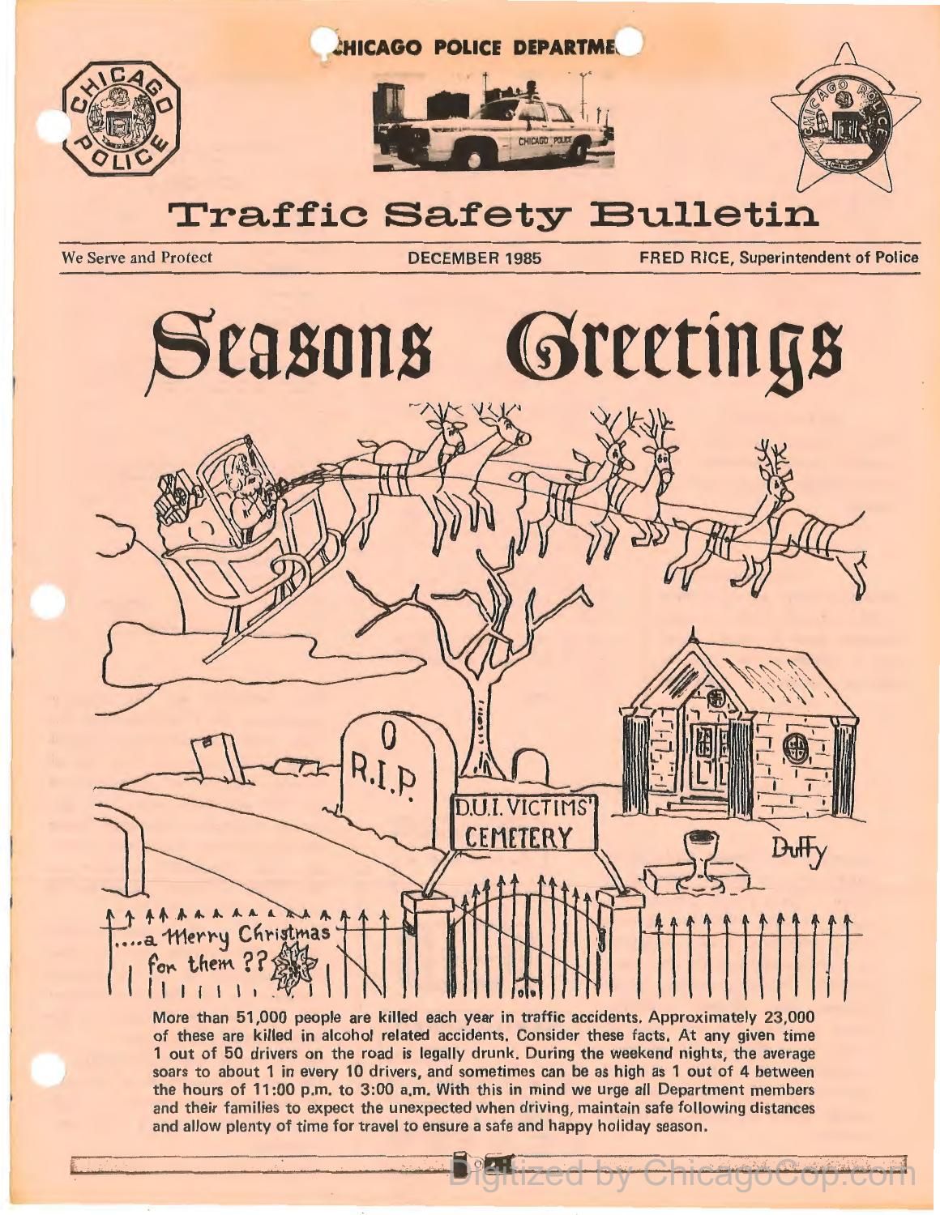CHICAGO POLICE DEPARTMENT

# Traffic Safety Bulletin

We Serve and Protect | DECEMBER 1985 | FRED RICE, Superintendent of Police

# Seasons Greetings

More than 51,000 people are killed each year in traffic accidents. Approximately 23,000 of these are killed in alcohol related accidents. Consider these facts. At any given time 1 out of 50 drivers on the road is legally drunk. During the weekend nights, the average soars to about 1 in every 10 drivers, and sometimes can be as high as 1 out of 4 between the hours of 11:00 p.m. to 3:00 a.m. With this in mind we urge all Department members and their families to expect the unexpected when driving, maintain safe following distances and allow plenty of time for travel to ensure a safe and happy holiday season.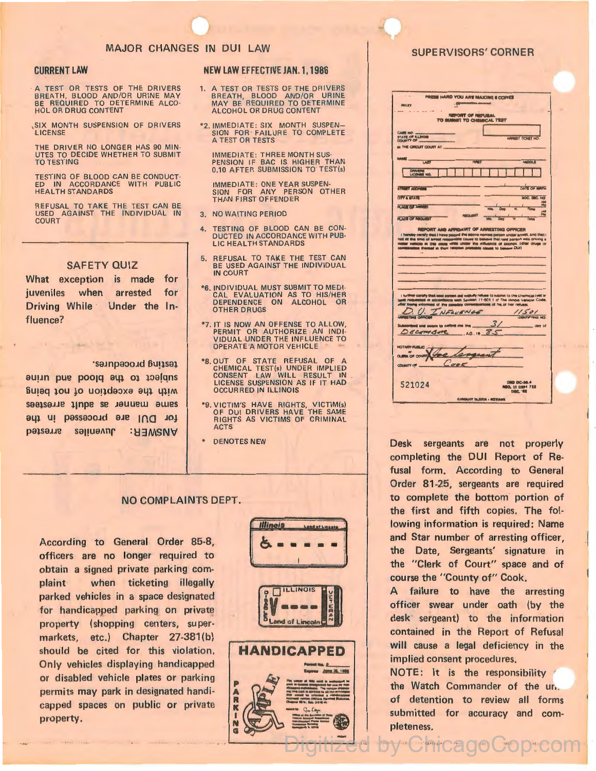# MAJOR CHANGES IN DUI LAW

## CURRENT LAW

A TEST OR TESTS OF THE DRIVERS BREATH, BLOOD AND/OR URINE MAY BE REQUIRED TO DETERMINE ALCOHOL OR DRUG CONTENT

SIX MONTH SUSPENSION OF DRIVERS LICENSE

THE DRIVER NO LONGER HAS 90 MINUTES TO DECIDE WHETHER TO SUBMIT TO TESTING

TESTING OF BLOOD CAN BE CONDUCTED IN ACCORDANCE WITH PUBLIC HEALTH STANDARDS

REFUSAL TO TAKE THE TEST CAN BE USED AGAINST THE INDIVIDUAL IN COURT

## NEW LAW EFFECTIVE JAN. 1, 1986

1. A TEST OR TESTS OF THE DRIVERS BREATH, BLOOD AND/OR URINE MAY BE REQUIRED TO DETERMINE ALCOHOL OR DRUG CONTENT
*2. IMMEDIATE: SIX MONTH SUSPENSION FOR FAILURE TO COMPLETE A TEST OR TESTS

   IMMEDIATE: THREE MONTH SUSPENSION IF BAC IS HIGHER THAN 0.10 AFTER SUBMISSION TO TEST(s)

   IMMEDIATE: ONE YEAR SUSPENSION FOR ANY PERSON OTHER THAN FIRST OFFENDER
3. NO WAITING PERIOD
4. TESTING OF BLOOD CAN BE CONDUCTED IN ACCORDANCE WITH PUBLIC HEALTH STANDARDS
5. REFUSAL TO TAKE THE TEST CAN BE USED AGAINST THE INDIVIDUAL IN COURT

*6. INDIVIDUAL MUST SUBMIT TO MEDICAL EVALUATION AS TO HIS/HER DEPENDENCE ON ALCOHOL OR OTHER DRUGS

*7. IT IS NOW AN OFFENSE TO ALLOW, PERMIT OR AUTHORIZE AN INDIVIDUAL UNDER THE INFLUENCE TO OPERATE A MOTOR VEHICLE

*8. OUT OF STATE REFUSAL OF A CHEMICAL TEST(s) UNDER IMPLIED CONSENT LAW WILL RESULT IN LICENSE SUSPENSION AS IF IT HAD OCCURRED IN ILLINOIS

*9. VICTIM'S HAVE RIGHTS, VICTIM(s) OF DUI DRIVERS HAVE THE SAME RIGHTS AS VICTIMS OF CRIMINAL ACTS

\* DENOTES NEW

## SAFETY QUIZ

What exception is made for juveniles when arrested for Driving While Under the Influence?

ANSWER: Juveniles arrested for DUI are processed in the same manner as adults with the exception of not being subject to the blood and urine testing procedures.

## SUPERVISORS' CORNER

PRESS HARD YOU ARE MAKING 6 COPIES

REPORT OF REFUSAL TO SUBMIT TO CHEMICAL TEST

CASE NO. / STATE OF ILLINOIS / COUNTY OF / ARREST TICKET NO.

IN THE CIRCUIT COURT AT

NAME: LAST / FIRST / MIDDLE

DRIVERS LICENSE NO.

STREET ADDRESS / DATE OF BIRTH

CITY & STATE / SOC. SEC. NO.

PLACE OF ARREST / Mo. Day Yr. Time AM PM

PLACE OF REQUEST / REQUEST / Mo. Day Yr. Time AM PM

REPORT AND AFFIDAVIT OF ARRESTING OFFICER

I hereby certify that I have placed the above named person under arrest, and that I had at the time of arrest reasonable cause to believe that said person was driving a motor vehicle in this state while under the influence of alcohol, other drugs or combination thereof in that (explain probable cause to believe DUI)

I further certify that said person did willfully refuse to submit to the chemical test or tests requested in accordance with Section 11-501.1 of The Illinois Vehicle Code, after being informed of the possible consequences of his or her refusal.

D. U. INFLUENCE — 11501

ARRESTING OFFICER — IDENTIFYING NO.

Subscribed and sworn to before me the 31 day of December, A.D. 19 85

NOTARY PUBLIC or CLERK OF COURT: X Joe Sergeant

COUNTY OF: Cook

521024

CIRCUIT CLERK - RETAINS

Desk sergeants are not properly completing the DUI Report of Refusal form. According to General Order 81-25, sergeants are required to complete the bottom portion of the first and fifth copies. The following information is required: Name and Star number of arresting officer, the Date, Sergeants' signature in the "Clerk of Court" space and of course the "County of" Cook.

A failure to have the arresting officer swear under oath (by the desk sergeant) to the information contained in the Report of Refusal will cause a legal deficiency in the implied consent procedures.

NOTE: It is the responsibility of the Watch Commander of the unit of detention to review all forms submitted for accuracy and completeness.

## NO COMPLAINTS DEPT.

According to General Order 85-8, officers are no longer required to obtain a signed private parking complaint when ticketing illegally parked vehicles in a space designated for handicapped parking on private property (shopping centers, supermarkets, etc.) Chapter 27-381(b) should be cited for this violation. Only vehicles displaying handicapped or disabled vehicle plates or parking permits may park in designated handicapped spaces on public or private property.

Illinois — Land of Lincoln

ILLINOIS — DISABLED — VETERAN — Land of Lincoln

HANDICAPPED PARKING